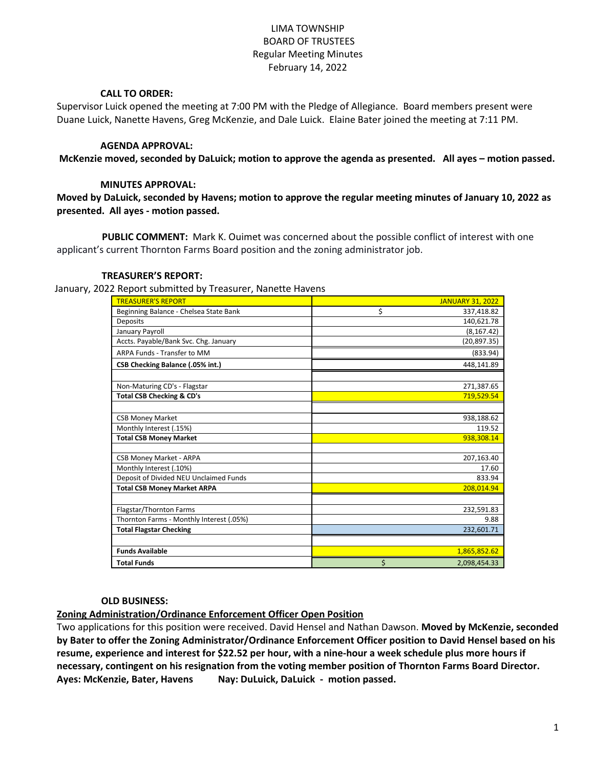# LIMA TOWNSHIP
## BOARD OF TRUSTEES
### Regular Meeting Minutes
### February 14, 2022

**CALL TO ORDER:**

Supervisor Luick opened the meeting at 7:00 PM with the Pledge of Allegiance. Board members present were Duane Luick, Nanette Havens, Greg McKenzie, and Dale Luick. Elaine Bater joined the meeting at 7:11 PM.

**AGENDA APPROVAL:**

**McKenzie moved, seconded by DaLuick; motion to approve the agenda as presented. All ayes – motion passed.**

**MINUTES APPROVAL:**

**Moved by DaLuick, seconded by Havens; motion to approve the regular meeting minutes of January 10, 2022 as presented. All ayes - motion passed.**

**PUBLIC COMMENT:** Mark K. Ouimet was concerned about the possible conflict of interest with one applicant's current Thornton Farms Board position and the zoning administrator job.

**TREASURER'S REPORT:**

January, 2022 Report submitted by Treasurer, Nanette Havens

| TREASURER'S REPORT | JANUARY 31, 2022 |
|---|---|
| Beginning Balance - Chelsea State Bank | $ 337,418.82 |
| Deposits | 140,621.78 |
| January Payroll | (8,167.42) |
| Accts. Payable/Bank Svc. Chg. January | (20,897.35) |
| ARPA Funds - Transfer to MM | (833.94) |
| **CSB Checking Balance (.05% int.)** | 448,141.89 |
| | |
| Non-Maturing CD's - Flagstar | 271,387.65 |
| **Total CSB Checking & CD's** | 719,529.54 |
| | |
| CSB Money Market | 938,188.62 |
| Monthly Interest (.15%) | 119.52 |
| **Total CSB Money Market** | 938,308.14 |
| | |
| CSB Money Market - ARPA | 207,163.40 |
| Monthly Interest (.10%) | 17.60 |
| Deposit of Divided NEU Unclaimed Funds | 833.94 |
| **Total CSB Money Market ARPA** | 208,014.94 |
| | |
| Flagstar/Thornton Farms | 232,591.83 |
| Thornton Farms - Monthly Interest (.05%) | 9.88 |
| **Total Flagstar Checking** | 232,601.71 |
| | |
| **Funds Available** | 1,865,852.62 |
| **Total Funds** | $ 2,098,454.33 |

**OLD BUSINESS:**

**Zoning Administration/Ordinance Enforcement Officer Open Position**

Two applications for this position were received. David Hensel and Nathan Dawson. **Moved by McKenzie, seconded by Bater to offer the Zoning Administrator/Ordinance Enforcement Officer position to David Hensel based on his resume, experience and interest for $22.52 per hour, with a nine-hour a week schedule plus more hours if necessary, contingent on his resignation from the voting member position of Thornton Farms Board Director. Ayes: McKenzie, Bater, Havens Nay: DuLuick, DaLuick - motion passed.**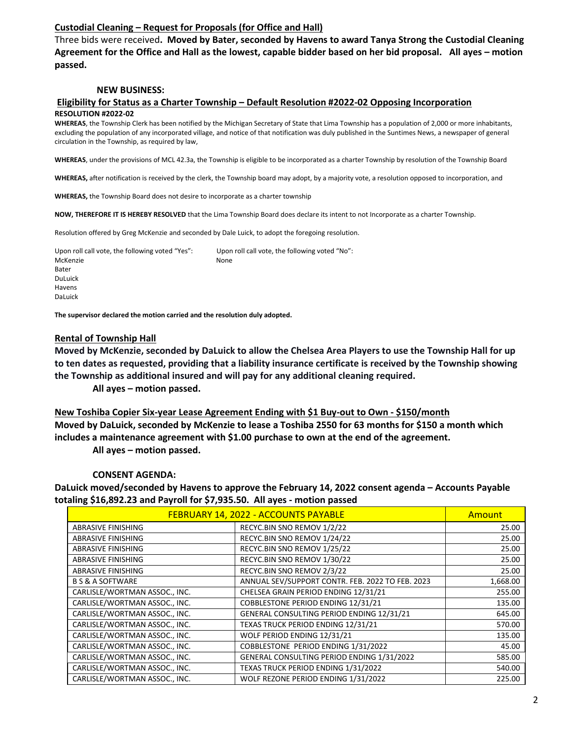**Custodial Cleaning – Request for Proposals (for Office and Hall)**

Three bids were received**. Moved by Bater, seconded by Havens to award Tanya Strong the Custodial Cleaning Agreement for the Office and Hall as the lowest, capable bidder based on her bid proposal. All ayes – motion passed.**

**NEW BUSINESS:**

**Eligibility for Status as a Charter Township – Default Resolution #2022-02 Opposing Incorporation**

**RESOLUTION #2022-02**

**WHEREAS**, the Township Clerk has been notified by the Michigan Secretary of State that Lima Township has a population of 2,000 or more inhabitants, excluding the population of any incorporated village, and notice of that notification was duly published in the Suntimes News, a newspaper of general circulation in the Township, as required by law,

**WHEREAS**, under the provisions of MCL 42.3a, the Township is eligible to be incorporated as a charter Township by resolution of the Township Board

**WHEREAS,** after notification is received by the clerk, the Township board may adopt, by a majority vote, a resolution opposed to incorporation, and

**WHEREAS,** the Township Board does not desire to incorporate as a charter township

**NOW, THEREFORE IT IS HEREBY RESOLVED** that the Lima Township Board does declare its intent to not Incorporate as a charter Township.

Resolution offered by Greg McKenzie and seconded by Dale Luick, to adopt the foregoing resolution.

Upon roll call vote, the following voted "Yes":
McKenzie
Bater
DuLuick
Havens
DaLuick

Upon roll call vote, the following voted "No":
None

**The supervisor declared the motion carried and the resolution duly adopted.**

**Rental of Township Hall**

**Moved by McKenzie, seconded by DaLuick to allow the Chelsea Area Players to use the Township Hall for up to ten dates as requested, providing that a liability insurance certificate is received by the Township showing the Township as additional insured and will pay for any additional cleaning required.**

**All ayes – motion passed.**

**New Toshiba Copier Six-year Lease Agreement Ending with $1 Buy-out to Own - $150/month**

**Moved by DaLuick, seconded by McKenzie to lease a Toshiba 2550 for 63 months for $150 a month which includes a maintenance agreement with $1.00 purchase to own at the end of the agreement.**

**All ayes – motion passed.**

**CONSENT AGENDA:**

**DaLuick moved/seconded by Havens to approve the February 14, 2022 consent agenda – Accounts Payable totaling $16,892.23 and Payroll for $7,935.50. All ayes - motion passed**

| FEBRUARY 14, 2022 - ACCOUNTS PAYABLE | | Amount |
|---|---|---|
| ABRASIVE FINISHING | RECYC.BIN SNO REMOV 1/2/22 | 25.00 |
| ABRASIVE FINISHING | RECYC.BIN SNO REMOV 1/24/22 | 25.00 |
| ABRASIVE FINISHING | RECYC.BIN SNO REMOV 1/25/22 | 25.00 |
| ABRASIVE FINISHING | RECYC.BIN SNO REMOV 1/30/22 | 25.00 |
| ABRASIVE FINISHING | RECYC.BIN SNO REMOV 2/3/22 | 25.00 |
| B S & A SOFTWARE | ANNUAL SEV/SUPPORT CONTR. FEB. 2022 TO FEB. 2023 | 1,668.00 |
| CARLISLE/WORTMAN ASSOC., INC. | CHELSEA GRAIN PERIOD ENDING 12/31/21 | 255.00 |
| CARLISLE/WORTMAN ASSOC., INC. | COBBLESTONE PERIOD ENDING 12/31/21 | 135.00 |
| CARLISLE/WORTMAN ASSOC., INC. | GENERAL CONSULTING PERIOD ENDING 12/31/21 | 645.00 |
| CARLISLE/WORTMAN ASSOC., INC. | TEXAS TRUCK PERIOD ENDING 12/31/21 | 570.00 |
| CARLISLE/WORTMAN ASSOC., INC. | WOLF PERIOD ENDING 12/31/21 | 135.00 |
| CARLISLE/WORTMAN ASSOC., INC. | COBBLESTONE PERIOD ENDING 1/31/2022 | 45.00 |
| CARLISLE/WORTMAN ASSOC., INC. | GENERAL CONSULTING PERIOD ENDING 1/31/2022 | 585.00 |
| CARLISLE/WORTMAN ASSOC., INC. | TEXAS TRUCK PERIOD ENDING 1/31/2022 | 540.00 |
| CARLISLE/WORTMAN ASSOC., INC. | WOLF REZONE PERIOD ENDING 1/31/2022 | 225.00 |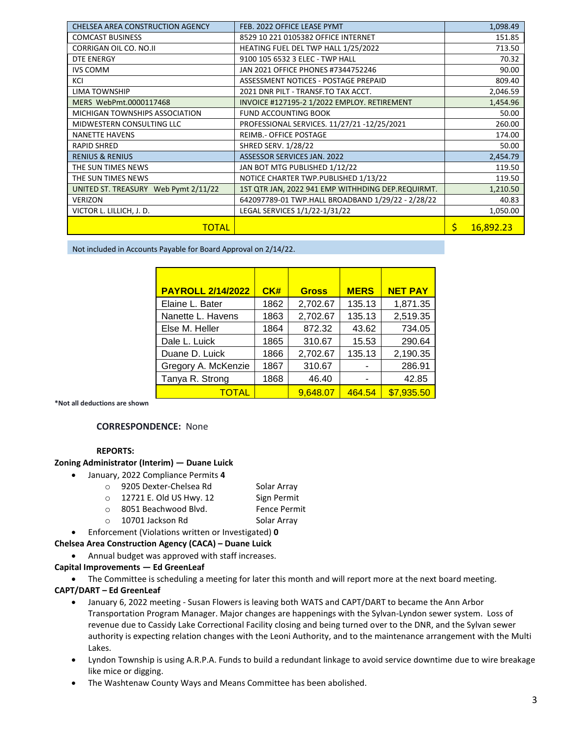| | | |
|---|---|---|
| CHELSEA AREA CONSTRUCTION AGENCY | FEB. 2022 OFFICE LEASE PYMT | 1,098.49 |
| COMCAST BUSINESS | 8529 10 221 0105382 OFFICE INTERNET | 151.85 |
| CORRIGAN OIL CO. NO.II | HEATING FUEL DEL TWP HALL 1/25/2022 | 713.50 |
| DTE ENERGY | 9100 105 6532 3 ELEC - TWP HALL | 70.32 |
| IVS COMM | JAN 2021 OFFICE PHONES #7344752246 | 90.00 |
| KCI | ASSESSMENT NOTICES - POSTAGE PREPAID | 809.40 |
| LIMA TOWNSHIP | 2021 DNR PILT - TRANSF.TO TAX ACCT. | 2,046.59 |
| MERS WebPmt.0000117468 | INVOICE #127195-2 1/2022 EMPLOY. RETIREMENT | 1,454.96 |
| MICHIGAN TOWNSHIPS ASSOCIATION | FUND ACCOUNTING BOOK | 50.00 |
| MIDWESTERN CONSULTING LLC | PROFESSIONAL SERVICES. 11/27/21 -12/25/2021 | 260.00 |
| NANETTE HAVENS | REIMB.- OFFICE POSTAGE | 174.00 |
| RAPID SHRED | SHRED SERV. 1/28/22 | 50.00 |
| RENIUS & RENIUS | ASSESSOR SERVICES JAN. 2022 | 2,454.79 |
| THE SUN TIMES NEWS | JAN BOT MTG PUBLISHED 1/12/22 | 119.50 |
| THE SUN TIMES NEWS | NOTICE CHARTER TWP.PUBLISHED 1/13/22 | 119.50 |
| UNITED ST. TREASURY Web Pymt 2/11/22 | 1ST QTR JAN, 2022 941 EMP WITHHDING DEP.REQUIRMT. | 1,210.50 |
| VERIZON | 642097789-01 TWP.HALL BROADBAND 1/29/22 - 2/28/22 | 40.83 |
| VICTOR L. LILLICH, J. D. | LEGAL SERVICES 1/1/22-1/31/22 | 1,050.00 |
| TOTAL | | $ 16,892.23 |

Not included in Accounts Payable for Board Approval on 2/14/22.

| PAYROLL 2/14/2022 | CK# | Gross | MERS | NET PAY |
|---|---|---|---|---|
| Elaine L. Bater | 1862 | 2,702.67 | 135.13 | 1,871.35 |
| Nanette L. Havens | 1863 | 2,702.67 | 135.13 | 2,519.35 |
| Else M. Heller | 1864 | 872.32 | 43.62 | 734.05 |
| Dale L. Luick | 1865 | 310.67 | 15.53 | 290.64 |
| Duane D. Luick | 1866 | 2,702.67 | 135.13 | 2,190.35 |
| Gregory A. McKenzie | 1867 | 310.67 | - | 286.91 |
| Tanya R. Strong | 1868 | 46.40 | - | 42.85 |
| TOTAL | | 9,648.07 | 464.54 | $7,935.50 |

**\*Not all deductions are shown**

**CORRESPONDENCE:** None

**REPORTS:**

**Zoning Administrator (Interim) — Duane Luick**

- January, 2022 Compliance Permits **4**
  - 9205 Dexter-Chelsea Rd — Solar Array
  - 12721 E. Old US Hwy. 12 — Sign Permit
  - 8051 Beachwood Blvd. — Fence Permit
  - 10701 Jackson Rd — Solar Array
- Enforcement (Violations written or Investigated) **0**

**Chelsea Area Construction Agency (CACA) – Duane Luick**

- Annual budget was approved with staff increases.

**Capital Improvements — Ed GreenLeaf**

- The Committee is scheduling a meeting for later this month and will report more at the next board meeting.

**CAPT/DART – Ed GreenLeaf**

- January 6, 2022 meeting - Susan Flowers is leaving both WATS and CAPT/DART to became the Ann Arbor Transportation Program Manager. Major changes are happenings with the Sylvan-Lyndon sewer system. Loss of revenue due to Cassidy Lake Correctional Facility closing and being turned over to the DNR, and the Sylvan sewer authority is expecting relation changes with the Leoni Authority, and to the maintenance arrangement with the Multi Lakes.
- Lyndon Township is using A.R.P.A. Funds to build a redundant linkage to avoid service downtime due to wire breakage like mice or digging.
- The Washtenaw County Ways and Means Committee has been abolished.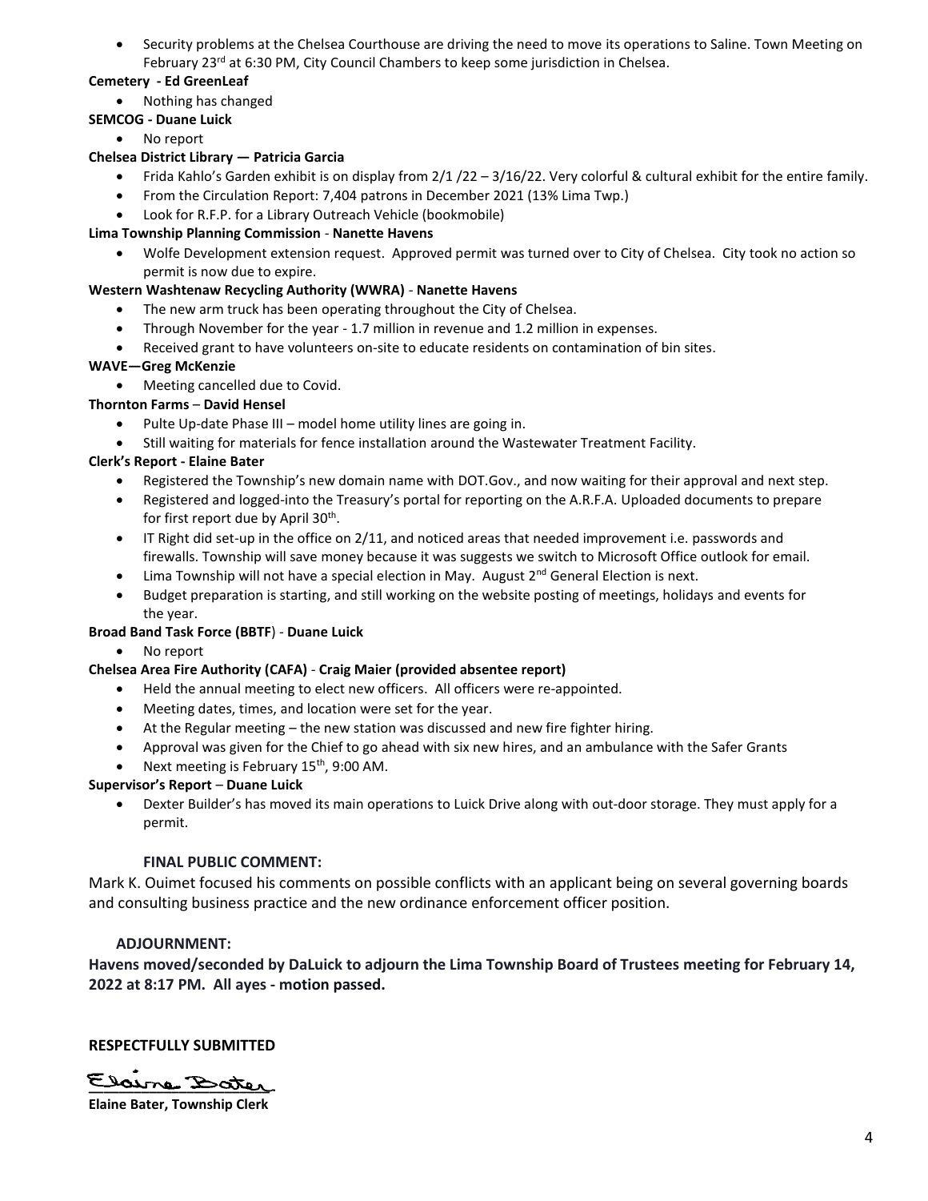- Security problems at the Chelsea Courthouse are driving the need to move its operations to Saline. Town Meeting on February 23rd at 6:30 PM, City Council Chambers to keep some jurisdiction in Chelsea.

**Cemetery - Ed GreenLeaf**

- Nothing has changed

**SEMCOG - Duane Luick**

- No report

**Chelsea District Library — Patricia Garcia**

- Frida Kahlo's Garden exhibit is on display from 2/1 /22 – 3/16/22. Very colorful & cultural exhibit for the entire family.
- From the Circulation Report: 7,404 patrons in December 2021 (13% Lima Twp.)
- Look for R.F.P. for a Library Outreach Vehicle (bookmobile)

**Lima Township Planning Commission - Nanette Havens**

- Wolfe Development extension request. Approved permit was turned over to City of Chelsea. City took no action so permit is now due to expire.

**Western Washtenaw Recycling Authority (WWRA) - Nanette Havens**

- The new arm truck has been operating throughout the City of Chelsea.
- Through November for the year - 1.7 million in revenue and 1.2 million in expenses.
- Received grant to have volunteers on-site to educate residents on contamination of bin sites.

**WAVE—Greg McKenzie**

- Meeting cancelled due to Covid.

**Thornton Farms – David Hensel**

- Pulte Up-date Phase III – model home utility lines are going in.
- Still waiting for materials for fence installation around the Wastewater Treatment Facility.

**Clerk's Report - Elaine Bater**

- Registered the Township's new domain name with DOT.Gov., and now waiting for their approval and next step.
- Registered and logged-into the Treasury's portal for reporting on the A.R.F.A. Uploaded documents to prepare for first report due by April 30th.
- IT Right did set-up in the office on 2/11, and noticed areas that needed improvement i.e. passwords and firewalls. Township will save money because it was suggests we switch to Microsoft Office outlook for email.
- Lima Township will not have a special election in May. August 2nd General Election is next.
- Budget preparation is starting, and still working on the website posting of meetings, holidays and events for the year.

**Broad Band Task Force (BBTF) - Duane Luick**

- No report

**Chelsea Area Fire Authority (CAFA) - Craig Maier (provided absentee report)**

- Held the annual meeting to elect new officers. All officers were re-appointed.
- Meeting dates, times, and location were set for the year.
- At the Regular meeting – the new station was discussed and new fire fighter hiring.
- Approval was given for the Chief to go ahead with six new hires, and an ambulance with the Safer Grants
- Next meeting is February 15th, 9:00 AM.

**Supervisor's Report – Duane Luick**

- Dexter Builder's has moved its main operations to Luick Drive along with out-door storage. They must apply for a permit.

**FINAL PUBLIC COMMENT:**

Mark K. Ouimet focused his comments on possible conflicts with an applicant being on several governing boards and consulting business practice and the new ordinance enforcement officer position.

**ADJOURNMENT:**

**Havens moved/seconded by DaLuick to adjourn the Lima Township Board of Trustees meeting for February 14, 2022 at 8:17 PM. All ayes - motion passed.**

**RESPECTFULLY SUBMITTED**

Elaine Bater

**Elaine Bater, Township Clerk**